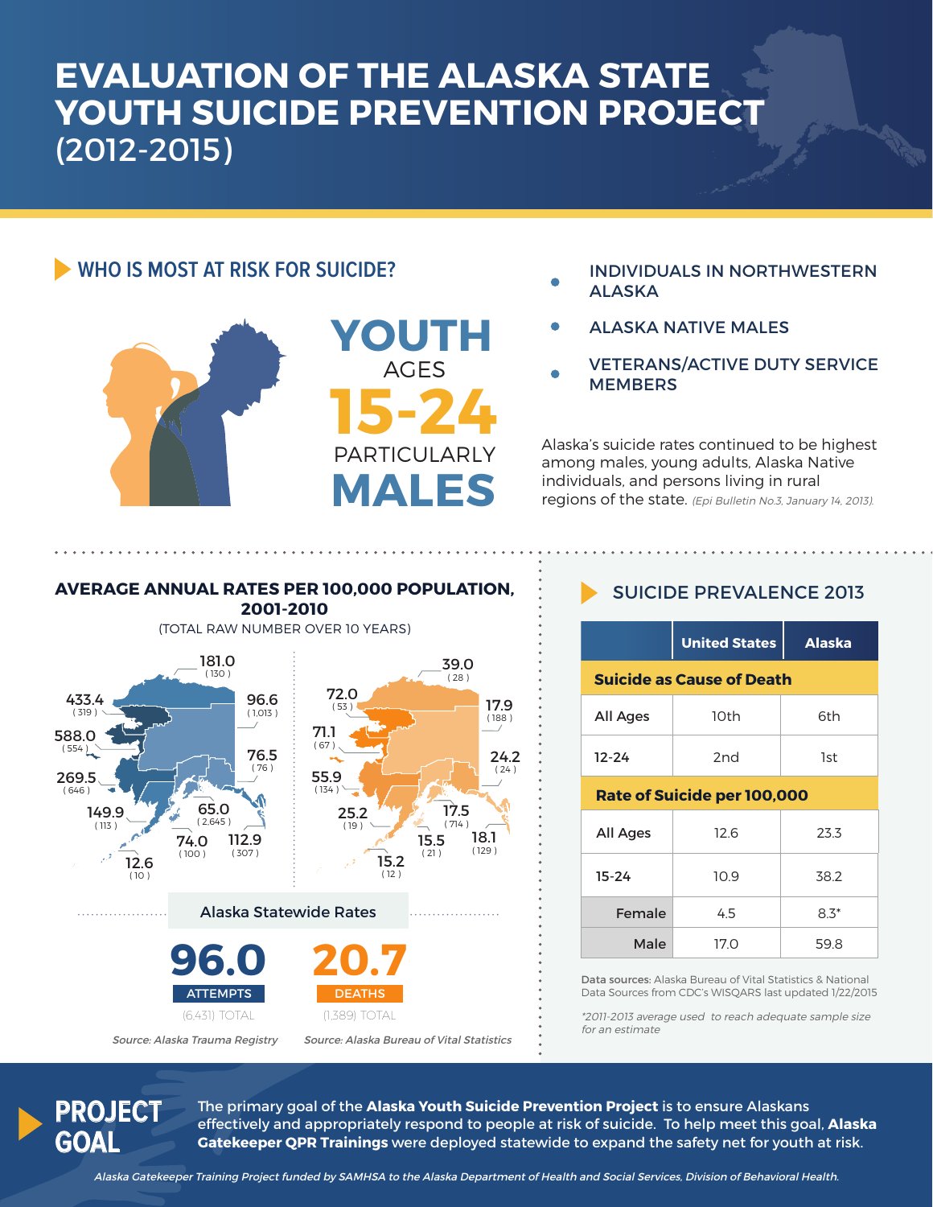# EVALUATION OF THE ALASKA STATE YOUTH SUICIDE PREVENTION PROJECT (2012-2015)

## WHO IS MOST AT RISK FOR SUICIDE?

**YOUTH** AGES **15-24** PARTICULARLY **MALES**

- INDIVIDUALS IN NORTHWESTERN ALASKA
- ALASKA NATIVE MALES
- VETERANS/ACTIVE DUTY SERVICE MEMBERS

Alaska's suicide rates continued to be highest among males, young adults, Alaska Native individuals, and persons living in rural regions of the state. *(Epi Bulletin No.3, January 14, 2013).*

## AVERAGE ANNUAL RATES PER 100,000 POPULATION, 2001-2010

(TOTAL RAW NUMBER OVER 10 YEARS)

181.0 (130)
433.4 (319)
96.6 (1,013)
588.0 (554)
76.5 (76)
269.5 (646)
149.9 (113)
65.0 (2,645)
74.0 (100)
112.9 (307)
12.6 (10)

39.0 (28)
72.0 (53)
17.9 (188)
71.1 (67)
24.2 (24)
55.9 (134)
25.2 (19)
17.5 (714)
15.5 (21)
18.1 (129)
15.2 (12)

### Alaska Statewide Rates

**96.0** ATTEMPTS (6,431) TOTAL

**20.7** DEATHS (1,389) TOTAL

*Source: Alaska Trauma Registry* *Source: Alaska Bureau of Vital Statistics*

## SUICIDE PREVALENCE 2013

| | United States | Alaska |
|---|---|---|
| **Suicide as Cause of Death** | | |
| All Ages | 10th | 6th |
| 12-24 | 2nd | 1st |
| **Rate of Suicide per 100,000** | | |
| All Ages | 12.6 | 23.3 |
| 15-24 | 10.9 | 38.2 |
| Female | 4.5 | 8.3* |
| Male | 17.0 | 59.8 |

**Data sources:** Alaska Bureau of Vital Statistics & National Data Sources from CDC's WISQARS last updated 1/22/2015

*\*2011-2013 average used to reach adequate sample size for an estimate*

## PROJECT GOAL

The primary goal of the **Alaska Youth Suicide Prevention Project** is to ensure Alaskans effectively and appropriately respond to people at risk of suicide. To help meet this goal, **Alaska Gatekeeper QPR Trainings** were deployed statewide to expand the safety net for youth at risk.

*Alaska Gatekeeper Training Project funded by SAMHSA to the Alaska Department of Health and Social Services, Division of Behavioral Health.*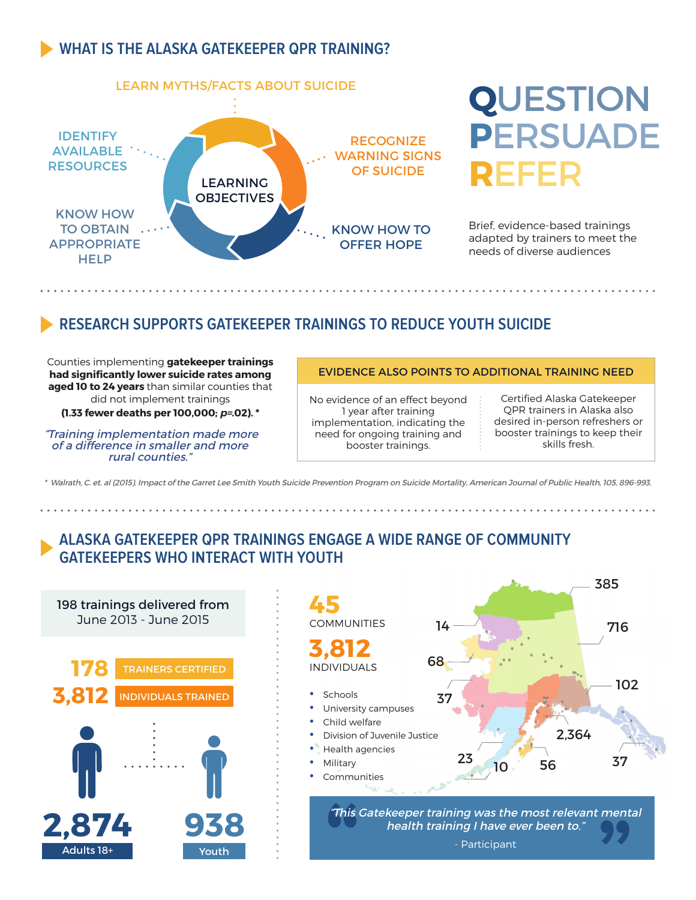## WHAT IS THE ALASKA GATEKEEPER QPR TRAINING?

**LEARNING OBJECTIVES**

- LEARN MYTHS/FACTS ABOUT SUICIDE
- RECOGNIZE WARNING SIGNS OF SUICIDE
- KNOW HOW TO OFFER HOPE
- KNOW HOW TO OBTAIN APPROPRIATE HELP
- IDENTIFY AVAILABLE RESOURCES

**QUESTION PERSUADE REFER**

Brief, evidence-based trainings adapted by trainers to meet the needs of diverse audiences

## RESEARCH SUPPORTS GATEKEEPER TRAININGS TO REDUCE YOUTH SUICIDE

Counties implementing **gatekeeper trainings had significantly lower suicide rates among aged 10 to 24 years** than similar counties that did not implement trainings **(1.33 fewer deaths per 100,000; *p*=.02). ***

*"Training implementation made more of a difference in smaller and more rural counties."*

**EVIDENCE ALSO POINTS TO ADDITIONAL TRAINING NEED**

No evidence of an effect beyond 1 year after training implementation, indicating the need for ongoing training and booster trainings.

Certified Alaska Gatekeeper QPR trainers in Alaska also desired in-person refreshers or booster trainings to keep their skills fresh.

* Walrath, C. et. al (2015). Impact of the Garret Lee Smith Youth Suicide Prevention Program on Suicide Mortality, American Journal of Public Health, 105, 896-993.

## ALASKA GATEKEEPER QPR TRAININGS ENGAGE A WIDE RANGE OF COMMUNITY GATEKEEPERS WHO INTERACT WITH YOUTH

198 trainings delivered from June 2013 - June 2015

**178** TRAINERS CERTIFIED

**3,812** INDIVIDUALS TRAINED

**2,874** Adults 18+

**938** Youth

**45** COMMUNITIES

**3,812** INDIVIDUALS

- Schools
- University campuses
- Child welfare
- Division of Juvenile Justice
- Health agencies
- Military
- Communities

Map values: 385, 716, 14, 68, 37, 102, 2,364, 23, 10, 56, 37

*"This Gatekeeper training was the most relevant mental health training I have ever been to."*

- Participant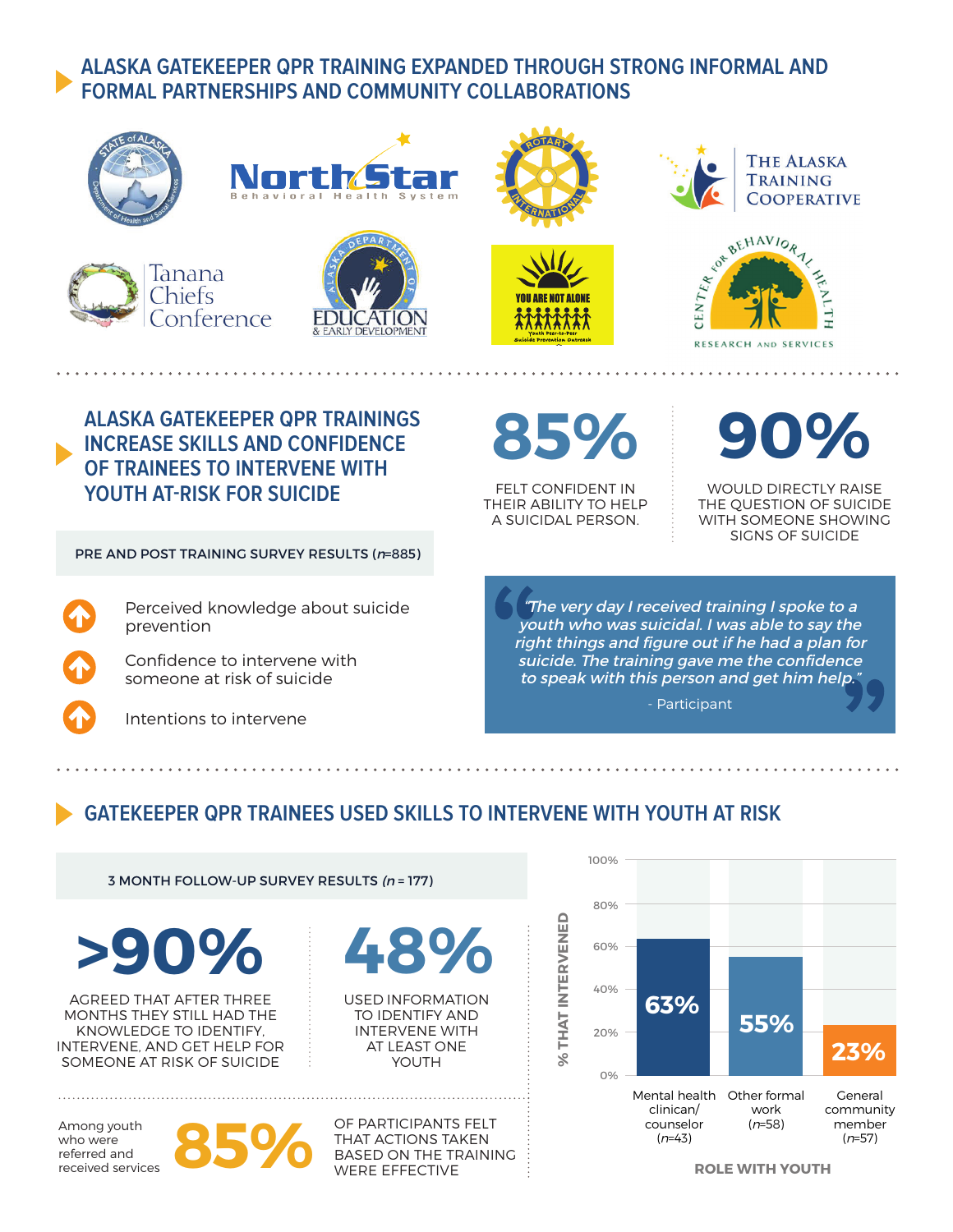## ALASKA GATEKEEPER QPR TRAINING EXPANDED THROUGH STRONG INFORMAL AND FORMAL PARTNERSHIPS AND COMMUNITY COLLABORATIONS

STATE of ALASKA Department of Health and Social Services

NorthStar Behavioral Health System

Rotary International

The Alaska Training Cooperative

Tanana Chiefs Conference

Alaska Department of Education & Early Development

YOU ARE NOT ALONE — Youth Peer-to-Peer Suicide Prevention Outreach

Center for Behavioral Health Research and Services

## ALASKA GATEKEEPER QPR TRAININGS INCREASE SKILLS AND CONFIDENCE OF TRAINEES TO INTERVENE WITH YOUTH AT-RISK FOR SUICIDE

**85%** FELT CONFIDENT IN THEIR ABILITY TO HELP A SUICIDAL PERSON.

**90%** WOULD DIRECTLY RAISE THE QUESTION OF SUICIDE WITH SOMEONE SHOWING SIGNS OF SUICIDE

PRE AND POST TRAINING SURVEY RESULTS (*n*=885)

- ↑ Perceived knowledge about suicide prevention
- ↑ Confidence to intervene with someone at risk of suicide
- ↑ Intentions to intervene

> *"The very day I received training I spoke to a youth who was suicidal. I was able to say the right things and figure out if he had a plan for suicide. The training gave me the confidence to speak with this person and get him help."*
>
> - Participant

## GATEKEEPER QPR TRAINEES USED SKILLS TO INTERVENE WITH YOUTH AT RISK

3 MONTH FOLLOW-UP SURVEY RESULTS (*n* = 177)

**>90%** AGREED THAT AFTER THREE MONTHS THEY STILL HAD THE KNOWLEDGE TO IDENTIFY, INTERVENE, AND GET HELP FOR SOMEONE AT RISK OF SUICIDE

**48%** USED INFORMATION TO IDENTIFY AND INTERVENE WITH AT LEAST ONE YOUTH

Among youth who were referred and received services **85%** OF PARTICIPANTS FELT THAT ACTIONS TAKEN BASED ON THE TRAINING WERE EFFECTIVE

% THAT INTERVENED by ROLE WITH YOUTH

| Role with youth | % that intervened |
|---|---|
| Mental health clinican/ counselor (*n*=43) | 63% |
| Other formal work (*n*=58) | 55% |
| General community member (*n*=57) | 23% |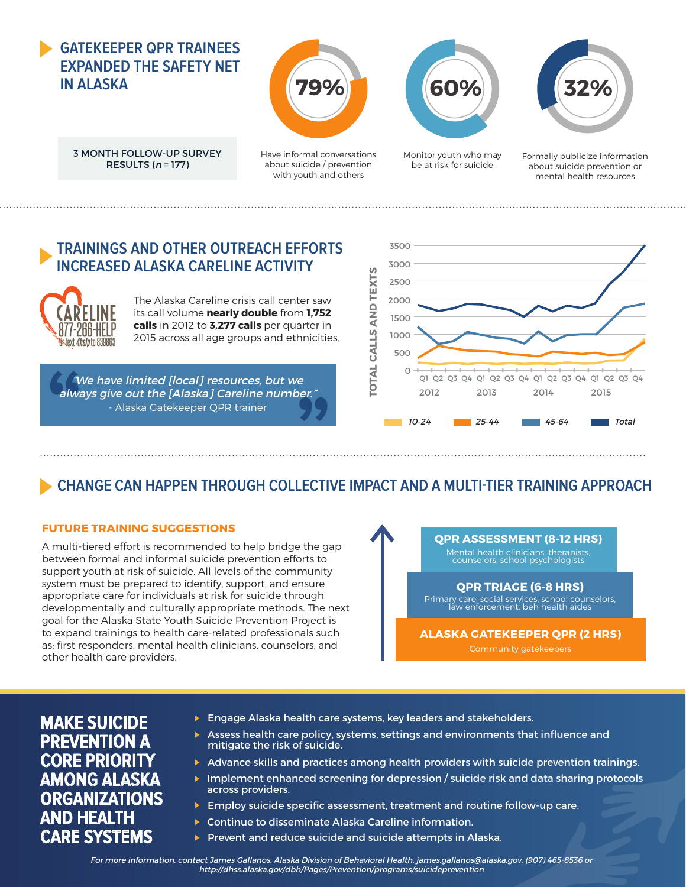## GATEKEEPER QPR TRAINEES EXPANDED THE SAFETY NET IN ALASKA

3 MONTH FOLLOW-UP SURVEY RESULTS ($n$ = 177)

**79%**
Have informal conversations about suicide / prevention with youth and others

**60%**
Monitor youth who may be at risk for suicide

**32%**
Formally publicize information about suicide prevention or mental health resources

## TRAININGS AND OTHER OUTREACH EFFORTS INCREASED ALASKA CARELINE ACTIVITY

CARELINE 877-266-HELP or text 4help to 839863

The Alaska Careline crisis call center saw its call volume **nearly double** from **1,752 calls** in 2012 to **3,277 calls** per quarter in 2015 across all age groups and ethnicities.

> *"We have limited [local] resources, but we always give out the [Alaska] Careline number."*
> \- Alaska Gatekeeper QPR trainer

TOTAL CALLS AND TEXTS
3500
3000
2500
2000
1500
1000
500
0
Q1 Q2 Q3 Q4 Q1 Q2 Q3 Q4 Q1 Q2 Q3 Q4 Q1 Q2 Q3 Q4
2012 2013 2014 2015
10-24 25-44 45-64 Total

## CHANGE CAN HAPPEN THROUGH COLLECTIVE IMPACT AND A MULTI-TIER TRAINING APPROACH

### FUTURE TRAINING SUGGESTIONS

A multi-tiered effort is recommended to help bridge the gap between formal and informal suicide prevention efforts to support youth at risk of suicide. All levels of the community system must be prepared to identify, support, and ensure appropriate care for individuals at risk for suicide through developmentally and culturally appropriate methods. The next goal for the Alaska State Youth Suicide Prevention Project is to expand trainings to health care-related professionals such as: first responders, mental health clinicians, counselors, and other health care providers.

**QPR ASSESSMENT (8-12 HRS)**
Mental health clinicians, therapists, counselors, school psychologists

**QPR TRIAGE (6-8 HRS)**
Primary care, social services, school counselors, law enforcement, beh health aides

**ALASKA GATEKEEPER QPR (2 HRS)**
Community gatekeepers

## MAKE SUICIDE PREVENTION A CORE PRIORITY AMONG ALASKA ORGANIZATIONS AND HEALTH CARE SYSTEMS

- Engage Alaska health care systems, key leaders and stakeholders.
- Assess health care policy, systems, settings and environments that influence and mitigate the risk of suicide.
- Advance skills and practices among health providers with suicide prevention trainings.
- Implement enhanced screening for depression / suicide risk and data sharing protocols across providers.
- Employ suicide specific assessment, treatment and routine follow-up care.
- Continue to disseminate Alaska Careline information.
- Prevent and reduce suicide and suicide attempts in Alaska.

*For more information, contact James Gallanos, Alaska Division of Behavioral Health, james.gallanos@alaska.gov, (907) 465-8536 or http://dhss.alaska.gov/dbh/Pages/Prevention/programs/suicideprevention*